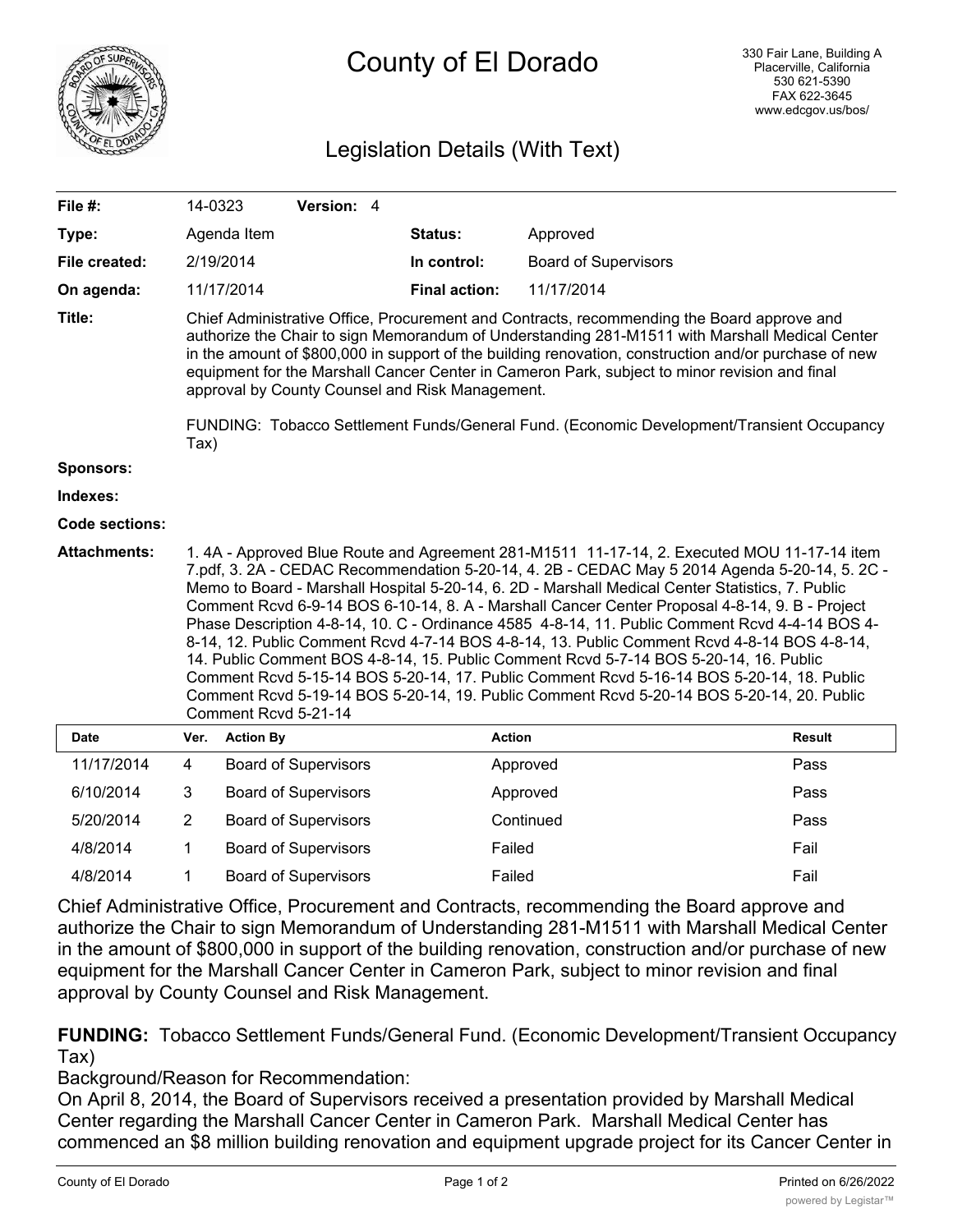# County of El Dorado

330 Fair Lane, Building A
Placerville, California
530 621-5390
FAX 622-3645
www.edcgov.us/bos/

## Legislation Details (With Text)

| | | | |
|---|---|---|---|
| **File #:** | 14-0323 **Version:** 4 | | |
| **Type:** | Agenda Item | **Status:** | Approved |
| **File created:** | 2/19/2014 | **In control:** | Board of Supervisors |
| **On agenda:** | 11/17/2014 | **Final action:** | 11/17/2014 |

**Title:** Chief Administrative Office, Procurement and Contracts, recommending the Board approve and authorize the Chair to sign Memorandum of Understanding 281-M1511 with Marshall Medical Center in the amount of $800,000 in support of the building renovation, construction and/or purchase of new equipment for the Marshall Cancer Center in Cameron Park, subject to minor revision and final approval by County Counsel and Risk Management.

FUNDING: Tobacco Settlement Funds/General Fund. (Economic Development/Transient Occupancy Tax)

**Sponsors:**

**Indexes:**

**Code sections:**

**Attachments:** 1. 4A - Approved Blue Route and Agreement 281-M1511 11-17-14, 2. Executed MOU 11-17-14 item 7.pdf, 3. 2A - CEDAC Recommendation 5-20-14, 4. 2B - CEDAC May 5 2014 Agenda 5-20-14, 5. 2C - Memo to Board - Marshall Hospital 5-20-14, 6. 2D - Marshall Medical Center Statistics, 7. Public Comment Rcvd 6-9-14 BOS 6-10-14, 8. A - Marshall Cancer Center Proposal 4-8-14, 9. B - Project Phase Description 4-8-14, 10. C - Ordinance 4585 4-8-14, 11. Public Comment Rcvd 4-4-14 BOS 4-8-14, 12. Public Comment Rcvd 4-7-14 BOS 4-8-14, 13. Public Comment Rcvd 4-8-14 BOS 4-8-14, 14. Public Comment BOS 4-8-14, 15. Public Comment Rcvd 5-7-14 BOS 5-20-14, 16. Public Comment Rcvd 5-15-14 BOS 5-20-14, 17. Public Comment Rcvd 5-16-14 BOS 5-20-14, 18. Public Comment Rcvd 5-19-14 BOS 5-20-14, 19. Public Comment Rcvd 5-20-14 BOS 5-20-14, 20. Public Comment Rcvd 5-21-14

| Date | Ver. | Action By | Action | Result |
|---|---|---|---|---|
| 11/17/2014 | 4 | Board of Supervisors | Approved | Pass |
| 6/10/2014 | 3 | Board of Supervisors | Approved | Pass |
| 5/20/2014 | 2 | Board of Supervisors | Continued | Pass |
| 4/8/2014 | 1 | Board of Supervisors | Failed | Fail |
| 4/8/2014 | 1 | Board of Supervisors | Failed | Fail |

Chief Administrative Office, Procurement and Contracts, recommending the Board approve and authorize the Chair to sign Memorandum of Understanding 281-M1511 with Marshall Medical Center in the amount of $800,000 in support of the building renovation, construction and/or purchase of new equipment for the Marshall Cancer Center in Cameron Park, subject to minor revision and final approval by County Counsel and Risk Management.

**FUNDING:** Tobacco Settlement Funds/General Fund. (Economic Development/Transient Occupancy Tax)

Background/Reason for Recommendation:

On April 8, 2014, the Board of Supervisors received a presentation provided by Marshall Medical Center regarding the Marshall Cancer Center in Cameron Park. Marshall Medical Center has commenced an $8 million building renovation and equipment upgrade project for its Cancer Center in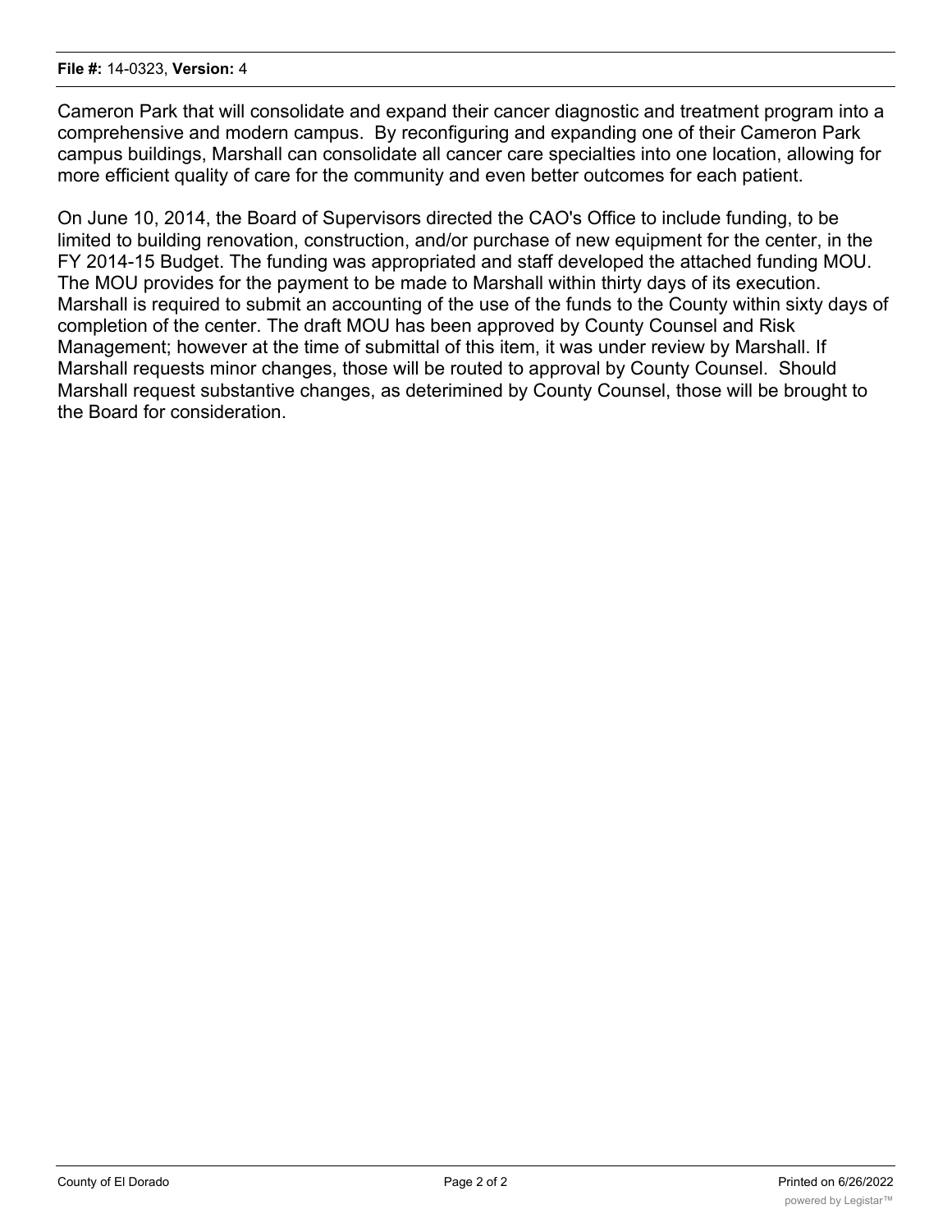Cameron Park that will consolidate and expand their cancer diagnostic and treatment program into a comprehensive and modern campus. By reconfiguring and expanding one of their Cameron Park campus buildings, Marshall can consolidate all cancer care specialties into one location, allowing for more efficient quality of care for the community and even better outcomes for each patient.

On June 10, 2014, the Board of Supervisors directed the CAO's Office to include funding, to be limited to building renovation, construction, and/or purchase of new equipment for the center, in the FY 2014-15 Budget. The funding was appropriated and staff developed the attached funding MOU. The MOU provides for the payment to be made to Marshall within thirty days of its execution. Marshall is required to submit an accounting of the use of the funds to the County within sixty days of completion of the center. The draft MOU has been approved by County Counsel and Risk Management; however at the time of submittal of this item, it was under review by Marshall. If Marshall requests minor changes, those will be routed to approval by County Counsel. Should Marshall request substantive changes, as deterimined by County Counsel, those will be brought to the Board for consideration.